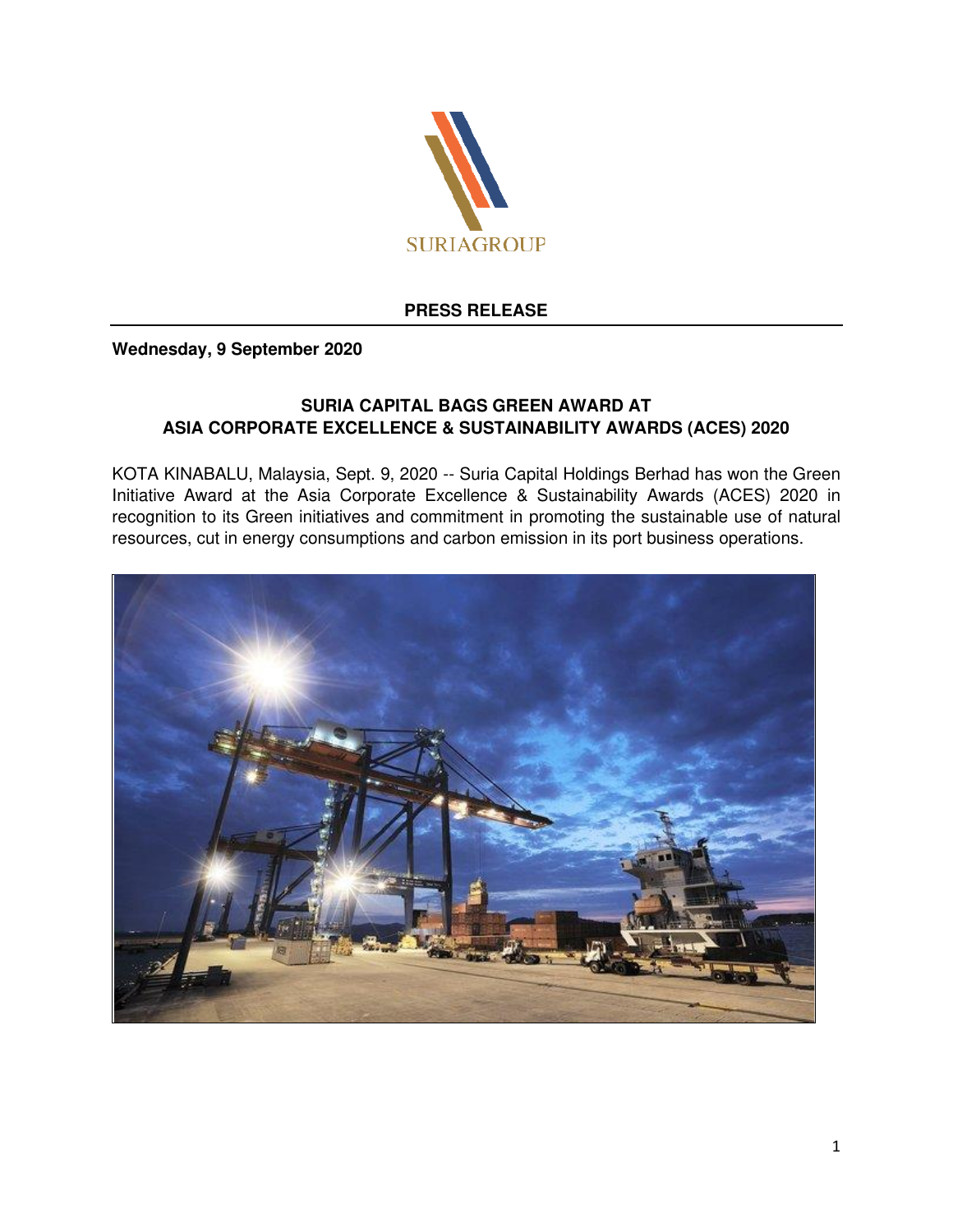SURIAGROUP

**PRESS RELEASE**

**Wednesday, 9 September 2020**

## SURIA CAPITAL BAGS GREEN AWARD AT ASIA CORPORATE EXCELLENCE & SUSTAINABILITY AWARDS (ACES) 2020

KOTA KINABALU, Malaysia, Sept. 9, 2020 -- Suria Capital Holdings Berhad has won the Green Initiative Award at the Asia Corporate Excellence & Sustainability Awards (ACES) 2020 in recognition to its Green initiatives and commitment in promoting the sustainable use of natural resources, cut in energy consumptions and carbon emission in its port business operations.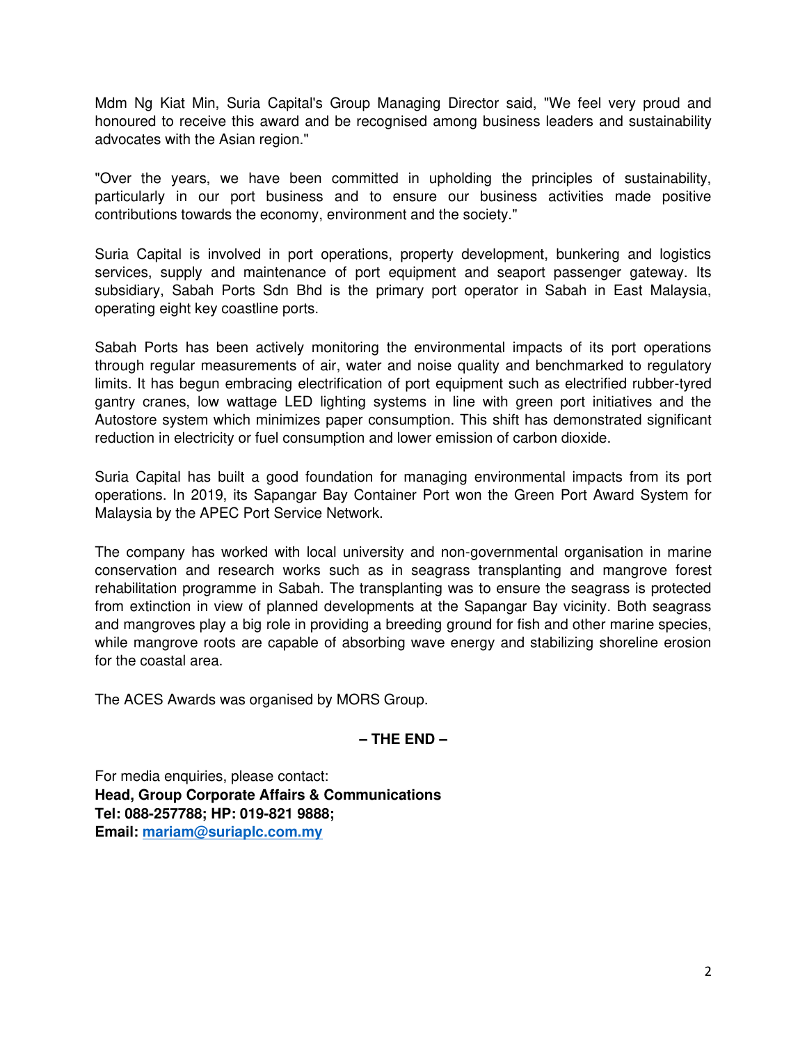Mdm Ng Kiat Min, Suria Capital's Group Managing Director said, "We feel very proud and honoured to receive this award and be recognised among business leaders and sustainability advocates with the Asian region."

"Over the years, we have been committed in upholding the principles of sustainability, particularly in our port business and to ensure our business activities made positive contributions towards the economy, environment and the society."

Suria Capital is involved in port operations, property development, bunkering and logistics services, supply and maintenance of port equipment and seaport passenger gateway. Its subsidiary, Sabah Ports Sdn Bhd is the primary port operator in Sabah in East Malaysia, operating eight key coastline ports.

Sabah Ports has been actively monitoring the environmental impacts of its port operations through regular measurements of air, water and noise quality and benchmarked to regulatory limits. It has begun embracing electrification of port equipment such as electrified rubber-tyred gantry cranes, low wattage LED lighting systems in line with green port initiatives and the Autostore system which minimizes paper consumption. This shift has demonstrated significant reduction in electricity or fuel consumption and lower emission of carbon dioxide.

Suria Capital has built a good foundation for managing environmental impacts from its port operations. In 2019, its Sapangar Bay Container Port won the Green Port Award System for Malaysia by the APEC Port Service Network.

The company has worked with local university and non-governmental organisation in marine conservation and research works such as in seagrass transplanting and mangrove forest rehabilitation programme in Sabah. The transplanting was to ensure the seagrass is protected from extinction in view of planned developments at the Sapangar Bay vicinity. Both seagrass and mangroves play a big role in providing a breeding ground for fish and other marine species, while mangrove roots are capable of absorbing wave energy and stabilizing shoreline erosion for the coastal area.

The ACES Awards was organised by MORS Group.

**– THE END –**

For media enquiries, please contact:
**Head, Group Corporate Affairs & Communications**
**Tel: 088-257788; HP: 019-821 9888;**
**Email: mariam@suriaplc.com.my**